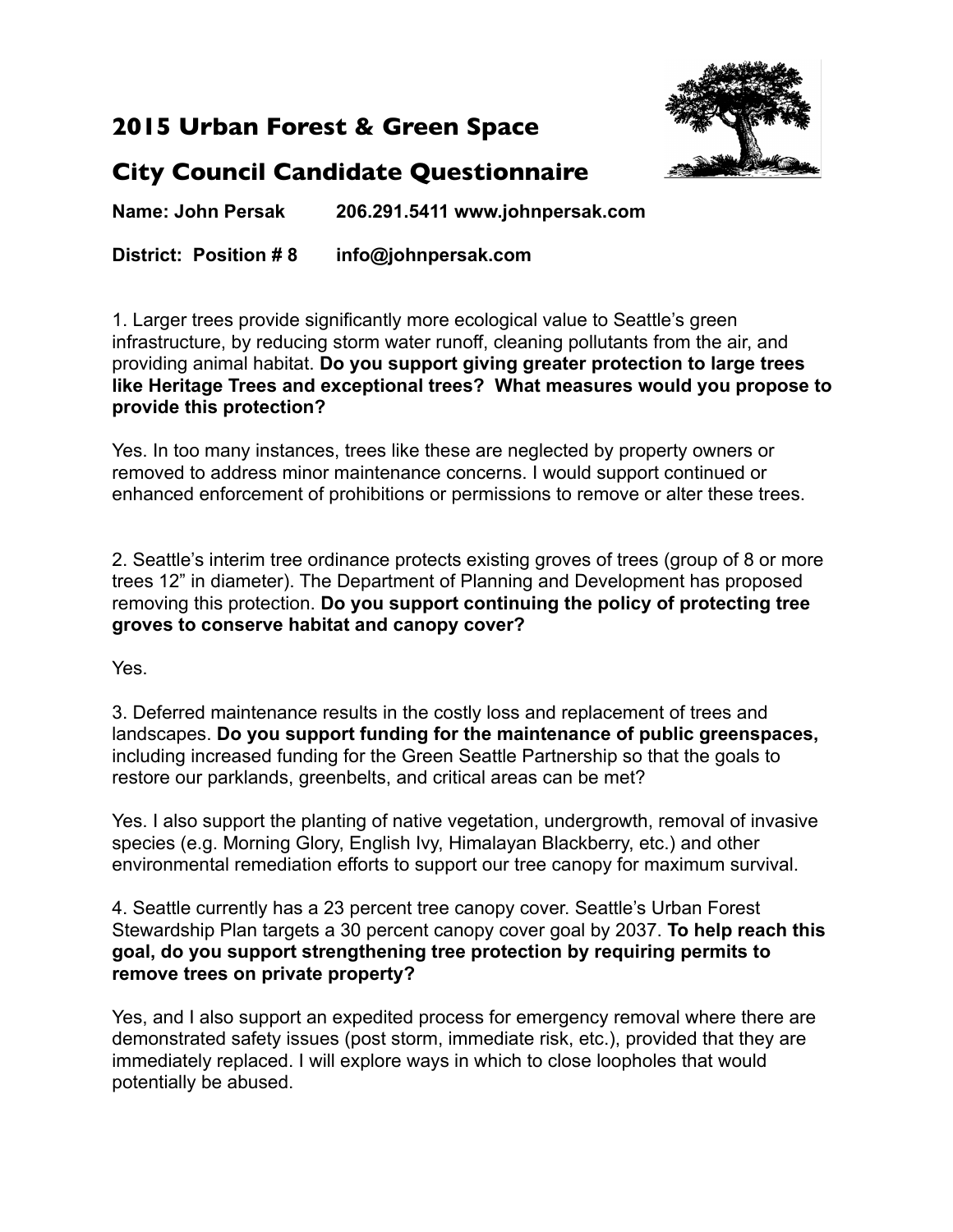## 2015 Urban Forest & Green Space

## City Council Candidate Questionnaire

**Name: John Persak          206.291.5411 www.johnpersak.com**

**District:  Position # 8        info@johnpersak.com**

1. Larger trees provide significantly more ecological value to Seattle's green infrastructure, by reducing storm water runoff, cleaning pollutants from the air, and providing animal habitat. **Do you support giving greater protection to large trees like Heritage Trees and exceptional trees?  What measures would you propose to provide this protection?**

Yes. In too many instances, trees like these are neglected by property owners or removed to address minor maintenance concerns. I would support continued or enhanced enforcement of prohibitions or permissions to remove or alter these trees.

2. Seattle's interim tree ordinance protects existing groves of trees (group of 8 or more trees 12" in diameter). The Department of Planning and Development has proposed removing this protection. **Do you support continuing the policy of protecting tree groves to conserve habitat and canopy cover?**

Yes.

3. Deferred maintenance results in the costly loss and replacement of trees and landscapes. **Do you support funding for the maintenance of public greenspaces,** including increased funding for the Green Seattle Partnership so that the goals to restore our parklands, greenbelts, and critical areas can be met?

Yes. I also support the planting of native vegetation, undergrowth, removal of invasive species (e.g. Morning Glory, English Ivy, Himalayan Blackberry, etc.) and other environmental remediation efforts to support our tree canopy for maximum survival.

4. Seattle currently has a 23 percent tree canopy cover. Seattle's Urban Forest Stewardship Plan targets a 30 percent canopy cover goal by 2037. **To help reach this goal, do you support strengthening tree protection by requiring permits to remove trees on private property?**

Yes, and I also support an expedited process for emergency removal where there are demonstrated safety issues (post storm, immediate risk, etc.), provided that they are immediately replaced. I will explore ways in which to close loopholes that would potentially be abused.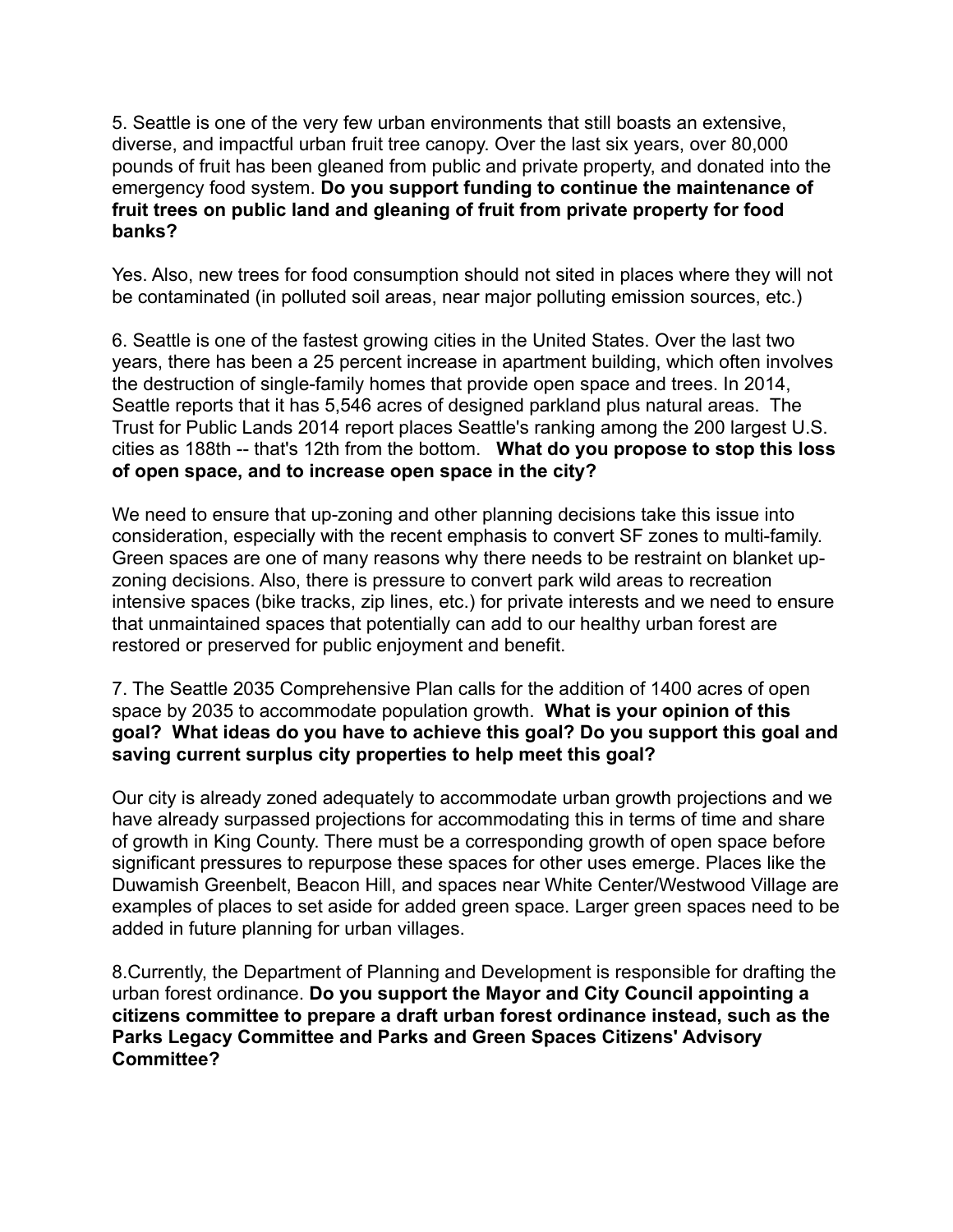5. Seattle is one of the very few urban environments that still boasts an extensive, diverse, and impactful urban fruit tree canopy. Over the last six years, over 80,000 pounds of fruit has been gleaned from public and private property, and donated into the emergency food system. **Do you support funding to continue the maintenance of fruit trees on public land and gleaning of fruit from private property for food banks?**

Yes. Also, new trees for food consumption should not sited in places where they will not be contaminated (in polluted soil areas, near major polluting emission sources, etc.)

6. Seattle is one of the fastest growing cities in the United States. Over the last two years, there has been a 25 percent increase in apartment building, which often involves the destruction of single-family homes that provide open space and trees. In 2014, Seattle reports that it has 5,546 acres of designed parkland plus natural areas. The Trust for Public Lands 2014 report places Seattle's ranking among the 200 largest U.S. cities as 188th -- that's 12th from the bottom. **What do you propose to stop this loss of open space, and to increase open space in the city?**

We need to ensure that up-zoning and other planning decisions take this issue into consideration, especially with the recent emphasis to convert SF zones to multi-family. Green spaces are one of many reasons why there needs to be restraint on blanket up-zoning decisions. Also, there is pressure to convert park wild areas to recreation intensive spaces (bike tracks, zip lines, etc.) for private interests and we need to ensure that unmaintained spaces that potentially can add to our healthy urban forest are restored or preserved for public enjoyment and benefit.

7. The Seattle 2035 Comprehensive Plan calls for the addition of 1400 acres of open space by 2035 to accommodate population growth. **What is your opinion of this goal? What ideas do you have to achieve this goal? Do you support this goal and saving current surplus city properties to help meet this goal?**

Our city is already zoned adequately to accommodate urban growth projections and we have already surpassed projections for accommodating this in terms of time and share of growth in King County. There must be a corresponding growth of open space before significant pressures to repurpose these spaces for other uses emerge. Places like the Duwamish Greenbelt, Beacon Hill, and spaces near White Center/Westwood Village are examples of places to set aside for added green space. Larger green spaces need to be added in future planning for urban villages.

8.Currently, the Department of Planning and Development is responsible for drafting the urban forest ordinance. **Do you support the Mayor and City Council appointing a citizens committee to prepare a draft urban forest ordinance instead, such as the Parks Legacy Committee and Parks and Green Spaces Citizens' Advisory Committee?**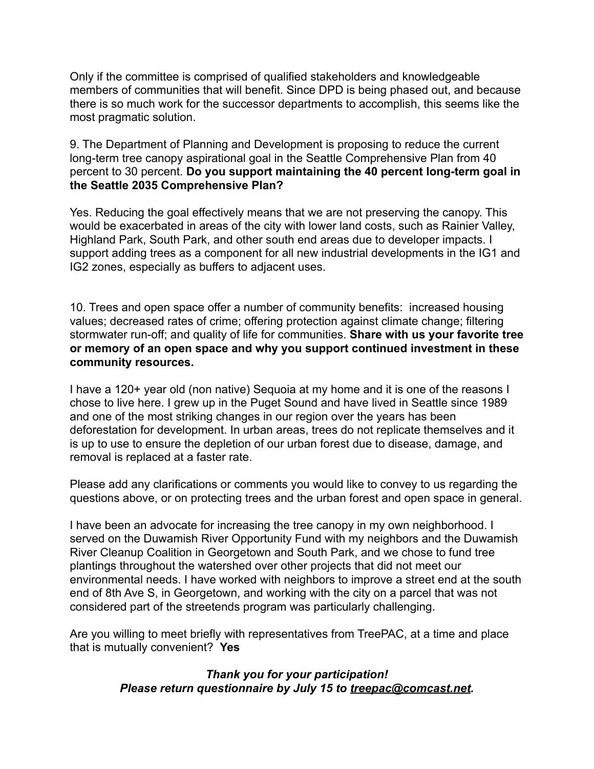Only if the committee is comprised of qualified stakeholders and knowledgeable members of communities that will benefit. Since DPD is being phased out, and because there is so much work for the successor departments to accomplish, this seems like the most pragmatic solution.

9. The Department of Planning and Development is proposing to reduce the current long-term tree canopy aspirational goal in the Seattle Comprehensive Plan from 40 percent to 30 percent. **Do you support maintaining the 40 percent long-term goal in the Seattle 2035 Comprehensive Plan?**

Yes. Reducing the goal effectively means that we are not preserving the canopy. This would be exacerbated in areas of the city with lower land costs, such as Rainier Valley, Highland Park, South Park, and other south end areas due to developer impacts. I support adding trees as a component for all new industrial developments in the IG1 and IG2 zones, especially as buffers to adjacent uses.

10. Trees and open space offer a number of community benefits: increased housing values; decreased rates of crime; offering protection against climate change; filtering stormwater run-off; and quality of life for communities. **Share with us your favorite tree or memory of an open space and why you support continued investment in these community resources.**

I have a 120+ year old (non native) Sequoia at my home and it is one of the reasons I chose to live here. I grew up in the Puget Sound and have lived in Seattle since 1989 and one of the most striking changes in our region over the years has been deforestation for development. In urban areas, trees do not replicate themselves and it is up to use to ensure the depletion of our urban forest due to disease, damage, and removal is replaced at a faster rate.

Please add any clarifications or comments you would like to convey to us regarding the questions above, or on protecting trees and the urban forest and open space in general.

I have been an advocate for increasing the tree canopy in my own neighborhood. I served on the Duwamish River Opportunity Fund with my neighbors and the Duwamish River Cleanup Coalition in Georgetown and South Park, and we chose to fund tree plantings throughout the watershed over other projects that did not meet our environmental needs. I have worked with neighbors to improve a street end at the south end of 8th Ave S, in Georgetown, and working with the city on a parcel that was not considered part of the streetends program was particularly challenging.

Are you willing to meet briefly with representatives from TreePAC, at a time and place that is mutually convenient? **Yes**

***Thank you for your participation!***
***Please return questionnaire by July 15 to treepac@comcast.net.***